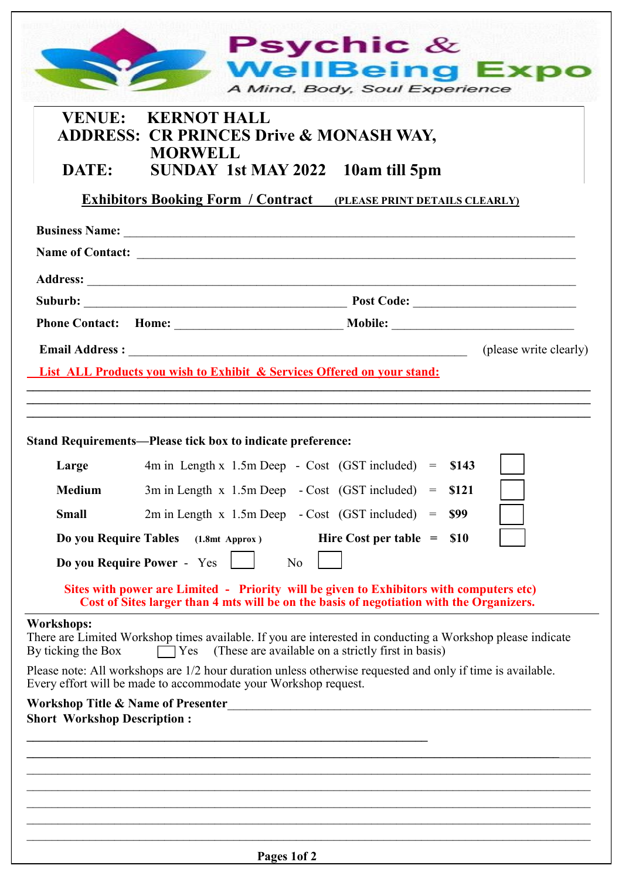# Psychic & WellBeing Expo

*A Mind, Body, Soul Experience*

**VENUE:** KERNOT HALL
**ADDRESS:** CR PRINCES Drive & MONASH WAY, MORWELL
**DATE:** SUNDAY 1st MAY 2022 10am till 5pm

## Exhibitors Booking Form / Contract (PLEASE PRINT DETAILS CLEARLY)

**Business Name:** ____________________________________________

**Name of Contact:** ____________________________________________

**Address:** ____________________________________________

**Suburb:** ______________________ **Post Code:** ______________

**Phone Contact:** **Home:** ______________ **Mobile:** ______________

**Email Address :** ______________________________ (please write clearly)

**List ALL Products you wish to Exhibit & Services Offered on your stand:**

____________________________________________
____________________________________________
____________________________________________

**Stand Requirements—Please tick box to indicate preference:**

| | | | | |
|---|---|---|---|---|
| **Large** | 4m in Length x 1.5m Deep - Cost (GST included) | = | **$143** | ☐ |
| **Medium** | 3m in Length x 1.5m Deep - Cost (GST included) | = | **$121** | ☐ |
| **Small** | 2m in Length x 1.5m Deep - Cost (GST included) | = | **$99** | ☐ |
| **Do you Require Tables** (1.8mt Approx ) | **Hire Cost per table** | = | **$10** | ☐ |

**Do you Require Power** - Yes ☐ No ☐

**Sites with power are Limited - Priority will be given to Exhibitors with computers etc)**
**Cost of Sites larger than 4 mts will be on the basis of negotiation with the Organizers.**

**Workshops:**
There are Limited Workshop times available. If you are interested in conducting a Workshop please indicate By ticking the Box ☐ Yes (These are available on a strictly first in basis)

Please note: All workshops are 1/2 hour duration unless otherwise requested and only if time is available. Every effort will be made to accommodate your Workshop request.

**Workshop Title & Name of Presenter** ____________________________________________

**Short Workshop Description :**

____________________________________________
____________________________________________
____________________________________________
____________________________________________
____________________________________________
____________________________________________
____________________________________________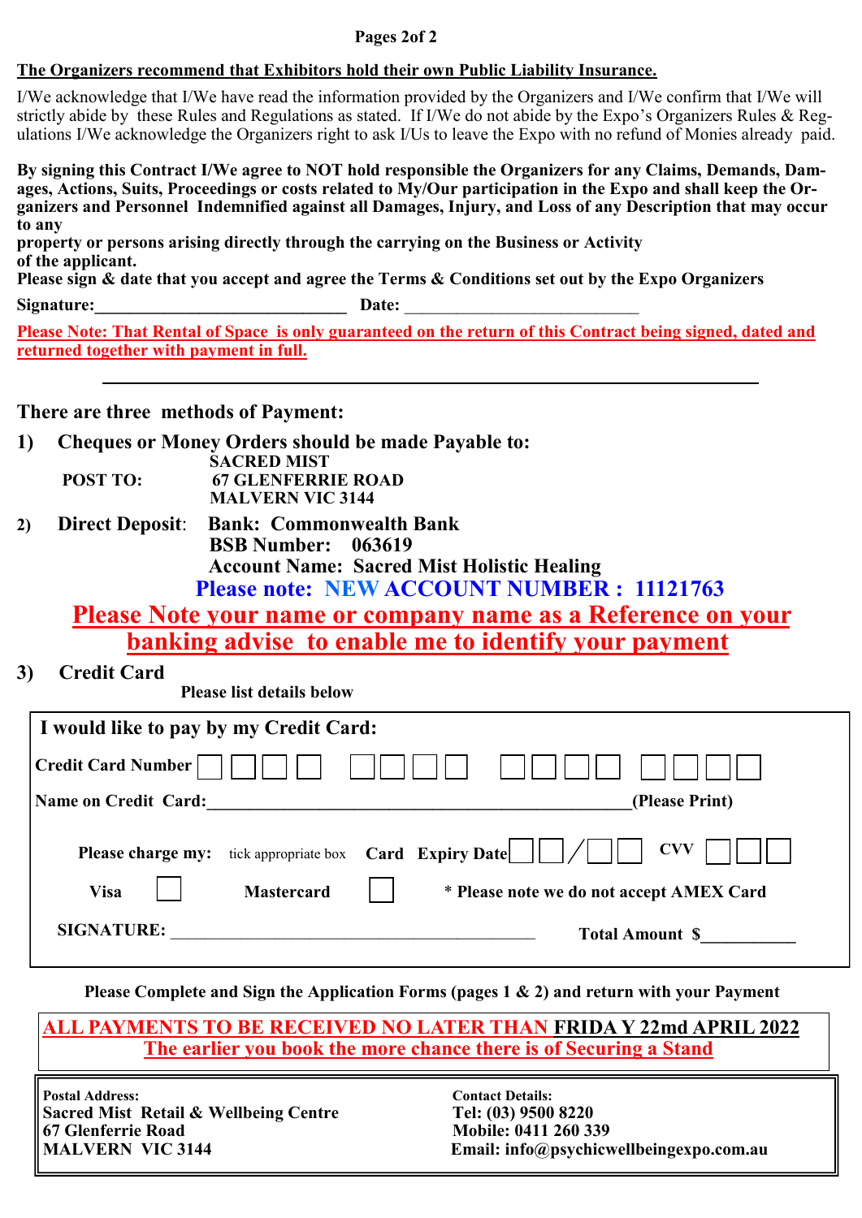**The Organizers recommend that Exhibitors hold their own Public Liability Insurance.**

I/We acknowledge that I/We have read the information provided by the Organizers and I/We confirm that I/We will strictly abide by these Rules and Regulations as stated. If I/We do not abide by the Expo's Organizers Rules & Regulations I/We acknowledge the Organizers right to ask I/Us to leave the Expo with no refund of Monies already paid.

**By signing this Contract I/We agree to NOT hold responsible the Organizers for any Claims, Demands, Damages, Actions, Suits, Proceedings or costs related to My/Our participation in the Expo and shall keep the Organizers and Personnel Indemnified against all Damages, Injury, and Loss of any Description that may occur to any property or persons arising directly through the carrying on the Business or Activity of the applicant.**

**Please sign & date that you accept and agree the Terms & Conditions set out by the Expo Organizers**

**Signature:**____________________________ **Date:** ___________________________

**Please Note: That Rental of Space is only guaranteed on the return of this Contract being signed, dated and returned together with payment in full.**

---

## There are three methods of Payment:

**1) Cheques or Money Orders should be made Payable to:**

**SACRED MIST**
**POST TO: 67 GLENFERRIE ROAD**
**MALVERN VIC 3144**

**2) Direct Deposit: Bank: Commonwealth Bank**
**BSB Number: 063619**
**Account Name: Sacred Mist Holistic Healing**
**Please note: NEW ACCOUNT NUMBER : 11121763**

**Please Note your name or company name as a Reference on your banking advise to enable me to identify your payment**

**3) Credit Card**

**Please list details below**

**I would like to pay by my Credit Card:**

**Credit Card Number** ☐☐☐☐ ☐☐☐☐ ☐☐☐☐ ☐☐☐☐

**Name on Credit Card:**_______________________________________________**(Please Print)**

**Please charge my:** tick appropriate box **Card Expiry Date** ☐☐/☐☐ **CVV** ☐☐☐

**Visa** ☐ **Mastercard** ☐ **\* Please note we do not accept AMEX Card**

**SIGNATURE:** ________________________________________ **Total Amount $**__________

**Please Complete and Sign the Application Forms (pages 1 & 2) and return with your Payment**

**ALL PAYMENTS TO BE RECEIVED NO LATER THAN FRIDA Y 22md APRIL 2022**
**The earlier you book the more chance there is of Securing a Stand**

**Postal Address:**
**Sacred Mist Retail & Wellbeing Centre**
**67 Glenferrie Road**
**MALVERN VIC 3144**

**Contact Details:**
**Tel: (03) 9500 8220**
**Mobile: 0411 260 339**
**Email: info@psychicwellbeingexpo.com.au**